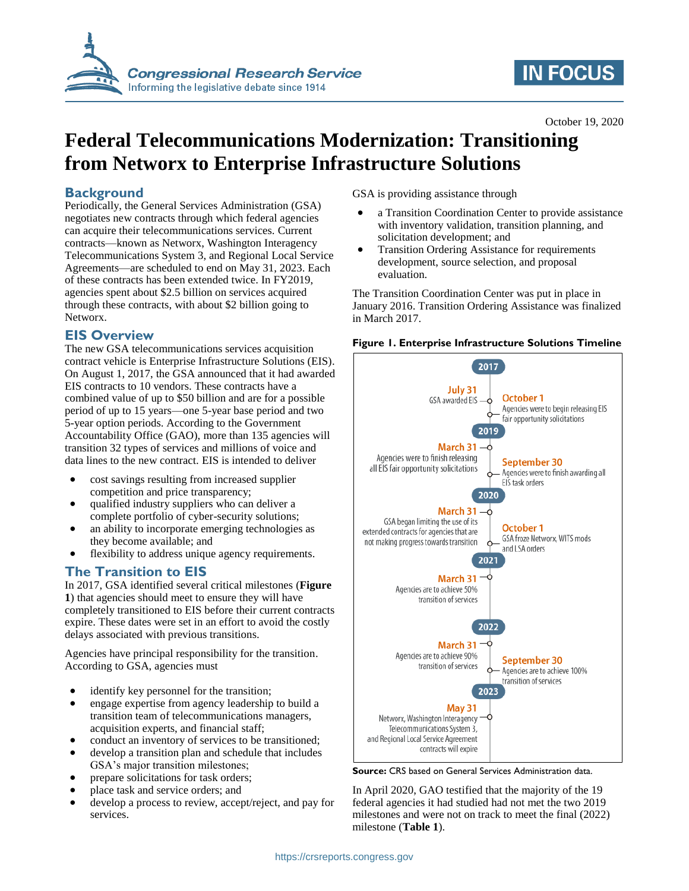October 19, 2020

# Federal Telecommunications Modernization: Transitioning from Networx to Enterprise Infrastructure Solutions

## Background

Periodically, the General Services Administration (GSA) negotiates new contracts through which federal agencies can acquire their telecommunications services. Current contracts—known as Networx, Washington Interagency Telecommunications System 3, and Regional Local Service Agreements—are scheduled to end on May 31, 2023. Each of these contracts has been extended twice. In FY2019, agencies spent about $2.5 billion on services acquired through these contracts, with about $2 billion going to Networx.

## EIS Overview

The new GSA telecommunications services acquisition contract vehicle is Enterprise Infrastructure Solutions (EIS). On August 1, 2017, the GSA announced that it had awarded EIS contracts to 10 vendors. These contracts have a combined value of up to $50 billion and are for a possible period of up to 15 years—one 5-year base period and two 5-year option periods. According to the Government Accountability Office (GAO), more than 135 agencies will transition 32 types of services and millions of voice and data lines to the new contract. EIS is intended to deliver

- cost savings resulting from increased supplier competition and price transparency;
- qualified industry suppliers who can deliver a complete portfolio of cyber-security solutions;
- an ability to incorporate emerging technologies as they become available; and
- flexibility to address unique agency requirements.

## The Transition to EIS

In 2017, GSA identified several critical milestones (**Figure 1**) that agencies should meet to ensure they will have completely transitioned to EIS before their current contracts expire. These dates were set in an effort to avoid the costly delays associated with previous transitions.

Agencies have principal responsibility for the transition. According to GSA, agencies must

- identify key personnel for the transition;
- engage expertise from agency leadership to build a transition team of telecommunications managers, acquisition experts, and financial staff;
- conduct an inventory of services to be transitioned;
- develop a transition plan and schedule that includes GSA's major transition milestones;
- prepare solicitations for task orders;
- place task and service orders; and
- develop a process to review, accept/reject, and pay for services.

GSA is providing assistance through

- a Transition Coordination Center to provide assistance with inventory validation, transition planning, and solicitation development; and
- Transition Ordering Assistance for requirements development, source selection, and proposal evaluation.

The Transition Coordination Center was put in place in January 2016. Transition Ordering Assistance was finalized in March 2017.

**Figure 1. Enterprise Infrastructure Solutions Timeline**

**2017**

- **July 31** — GSA awarded EIS
- **October 1** — Agencies were to begin releasing EIS fair opportunity solicitations

**2019**

- **March 31** — Agencies were to finish releasing all EIS fair opportunity solicitations
- **September 30** — Agencies were to finish awarding all EIS task orders

**2020**

- **March 31** — GSA began limiting the use of its extended contracts for agencies that are not making progress towards transition
- **October 1** — GSA froze Networx, WITS mods and LSA orders

**2021**

- **March 31** — Agencies are to achieve 50% transition of services

**2022**

- **March 31** — Agencies are to achieve 90% transition of services
- **September 30** — Agencies are to achieve 100% transition of services

**2023**

- **May 31** — Networx, Washington Interagency Telecommunications System 3, and Regional Local Service Agreement contracts will expire

**Source:** CRS based on General Services Administration data.

In April 2020, GAO testified that the majority of the 19 federal agencies it had studied had not met the two 2019 milestones and were not on track to meet the final (2022) milestone (**Table 1**).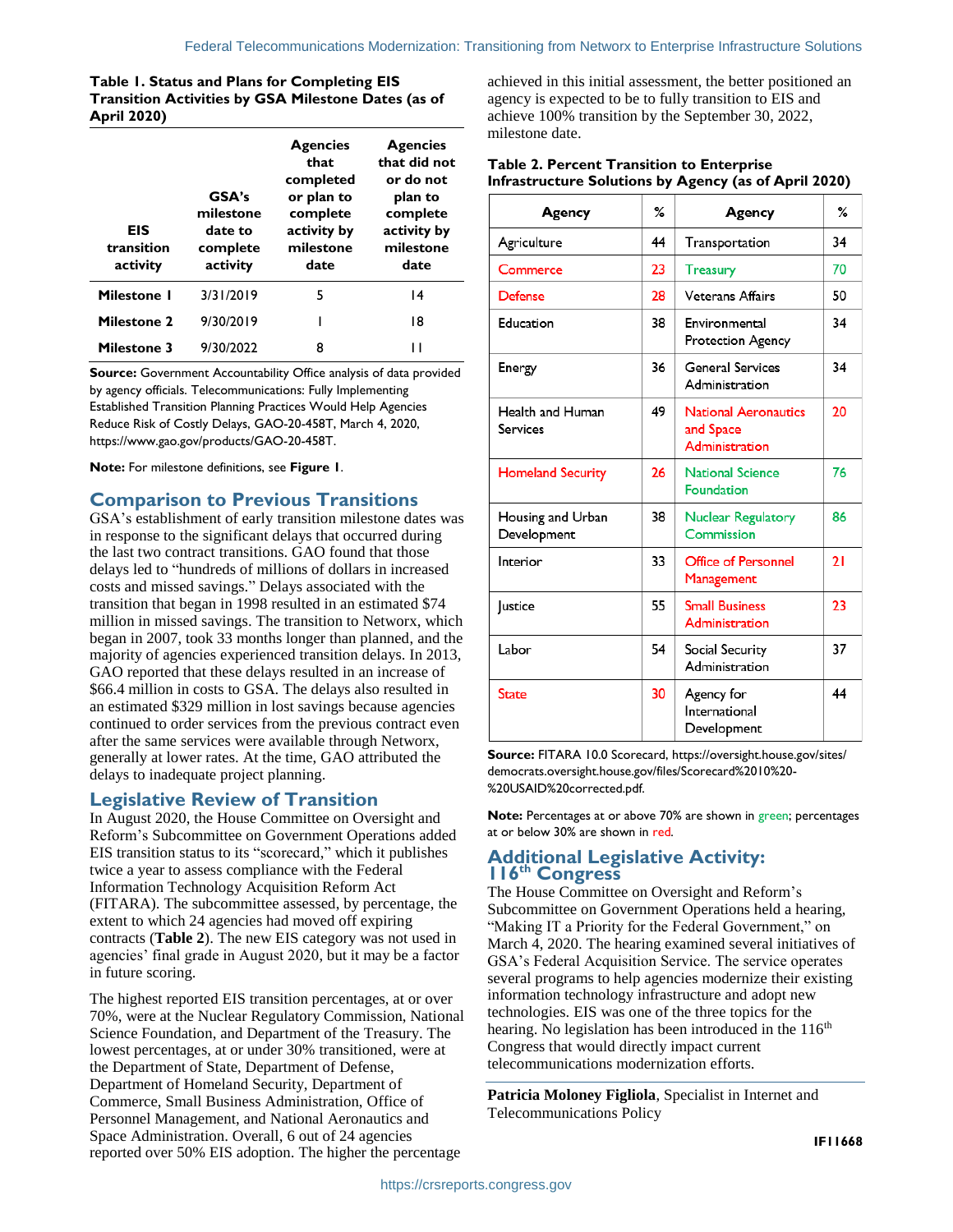**Table 1. Status and Plans for Completing EIS Transition Activities by GSA Milestone Dates (as of April 2020)**

| EIS transition activity | GSA's milestone date to complete activity | Agencies that completed or plan to complete activity by milestone date | Agencies that did not or do not plan to complete activity by milestone date |
|---|---|---|---|
| **Milestone 1** | 3/31/2019 | 5 | 14 |
| **Milestone 2** | 9/30/2019 | 1 | 18 |
| **Milestone 3** | 9/30/2022 | 8 | 11 |

**Source:** Government Accountability Office analysis of data provided by agency officials. Telecommunications: Fully Implementing Established Transition Planning Practices Would Help Agencies Reduce Risk of Costly Delays, GAO-20-458T, March 4, 2020, https://www.gao.gov/products/GAO-20-458T.

**Note:** For milestone definitions, see **Figure 1**.

## Comparison to Previous Transitions

GSA's establishment of early transition milestone dates was in response to the significant delays that occurred during the last two contract transitions. GAO found that those delays led to "hundreds of millions of dollars in increased costs and missed savings." Delays associated with the transition that began in 1998 resulted in an estimated $74 million in missed savings. The transition to Networx, which began in 2007, took 33 months longer than planned, and the majority of agencies experienced transition delays. In 2013, GAO reported that these delays resulted in an increase of $66.4 million in costs to GSA. The delays also resulted in an estimated $329 million in lost savings because agencies continued to order services from the previous contract even after the same services were available through Networx, generally at lower rates. At the time, GAO attributed the delays to inadequate project planning.

## Legislative Review of Transition

In August 2020, the House Committee on Oversight and Reform's Subcommittee on Government Operations added EIS transition status to its "scorecard," which it publishes twice a year to assess compliance with the Federal Information Technology Acquisition Reform Act (FITARA). The subcommittee assessed, by percentage, the extent to which 24 agencies had moved off expiring contracts (**Table 2**). The new EIS category was not used in agencies' final grade in August 2020, but it may be a factor in future scoring.

The highest reported EIS transition percentages, at or over 70%, were at the Nuclear Regulatory Commission, National Science Foundation, and Department of the Treasury. The lowest percentages, at or under 30% transitioned, were at the Department of State, Department of Defense, Department of Homeland Security, Department of Commerce, Small Business Administration, Office of Personnel Management, and National Aeronautics and Space Administration. Overall, 6 out of 24 agencies reported over 50% EIS adoption. The higher the percentage achieved in this initial assessment, the better positioned an agency is expected to be to fully transition to EIS and achieve 100% transition by the September 30, 2022, milestone date.

**Table 2. Percent Transition to Enterprise Infrastructure Solutions by Agency (as of April 2020)**

| Agency | % | Agency | % |
|---|---|---|---|
| Agriculture | 44 | Transportation | 34 |
| Commerce | 23 | Treasury | 70 |
| Defense | 28 | Veterans Affairs | 50 |
| Education | 38 | Environmental Protection Agency | 34 |
| Energy | 36 | General Services Administration | 34 |
| Health and Human Services | 49 | National Aeronautics and Space Administration | 20 |
| Homeland Security | 26 | National Science Foundation | 76 |
| Housing and Urban Development | 38 | Nuclear Regulatory Commission | 86 |
| Interior | 33 | Office of Personnel Management | 21 |
| Justice | 55 | Small Business Administration | 23 |
| Labor | 54 | Social Security Administration | 37 |
| State | 30 | Agency for International Development | 44 |

**Source:** FITARA 10.0 Scorecard, https://oversight.house.gov/sites/democrats.oversight.house.gov/files/Scorecard%2010%20-%20USAID%20corrected.pdf.

**Note:** Percentages at or above 70% are shown in green; percentages at or below 30% are shown in red.

## Additional Legislative Activity: 116th Congress

The House Committee on Oversight and Reform's Subcommittee on Government Operations held a hearing, "Making IT a Priority for the Federal Government," on March 4, 2020. The hearing examined several initiatives of GSA's Federal Acquisition Service. The service operates several programs to help agencies modernize their existing information technology infrastructure and adopt new technologies. EIS was one of the three topics for the hearing. No legislation has been introduced in the 116th Congress that would directly impact current telecommunications modernization efforts.

**Patricia Moloney Figliola**, Specialist in Internet and Telecommunications Policy

IF11668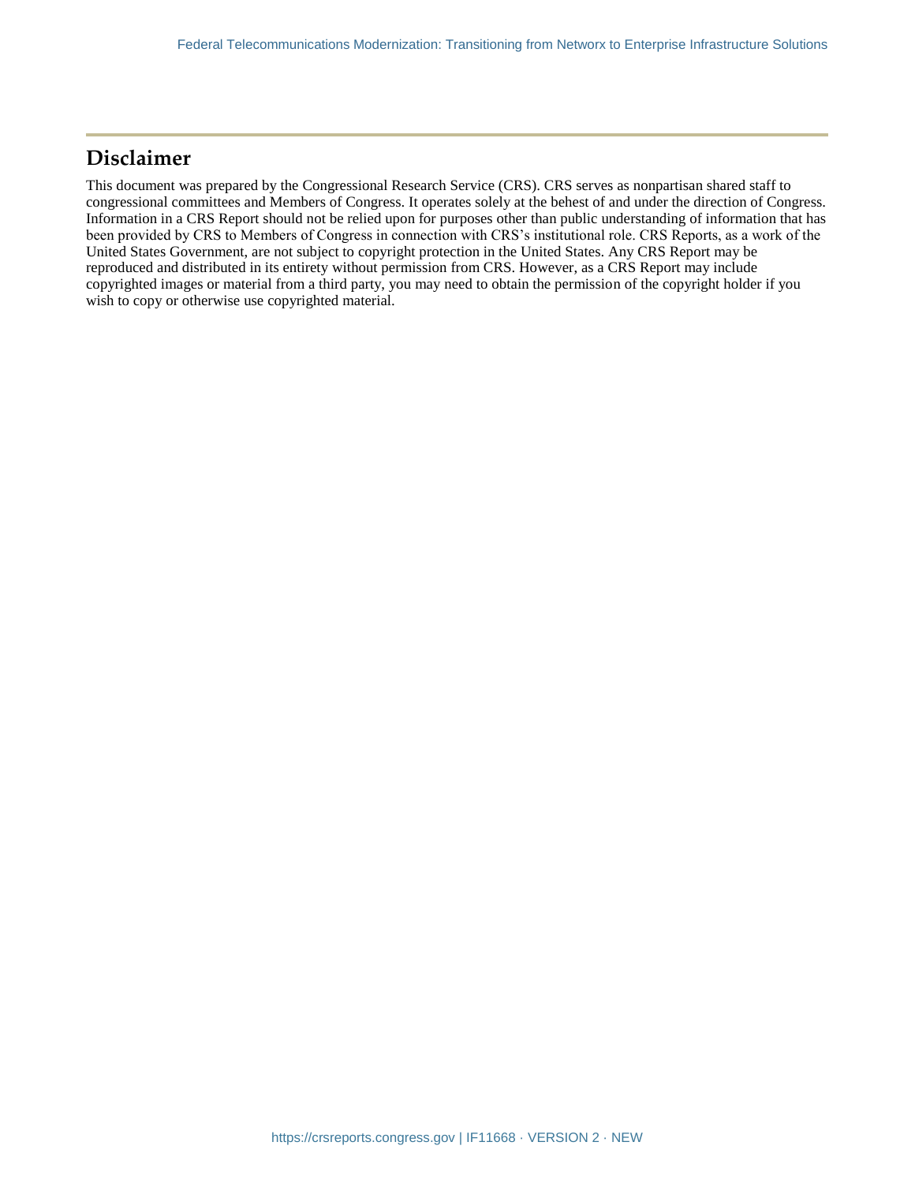## Disclaimer

This document was prepared by the Congressional Research Service (CRS). CRS serves as nonpartisan shared staff to congressional committees and Members of Congress. It operates solely at the behest of and under the direction of Congress. Information in a CRS Report should not be relied upon for purposes other than public understanding of information that has been provided by CRS to Members of Congress in connection with CRS's institutional role. CRS Reports, as a work of the United States Government, are not subject to copyright protection in the United States. Any CRS Report may be reproduced and distributed in its entirety without permission from CRS. However, as a CRS Report may include copyrighted images or material from a third party, you may need to obtain the permission of the copyright holder if you wish to copy or otherwise use copyrighted material.